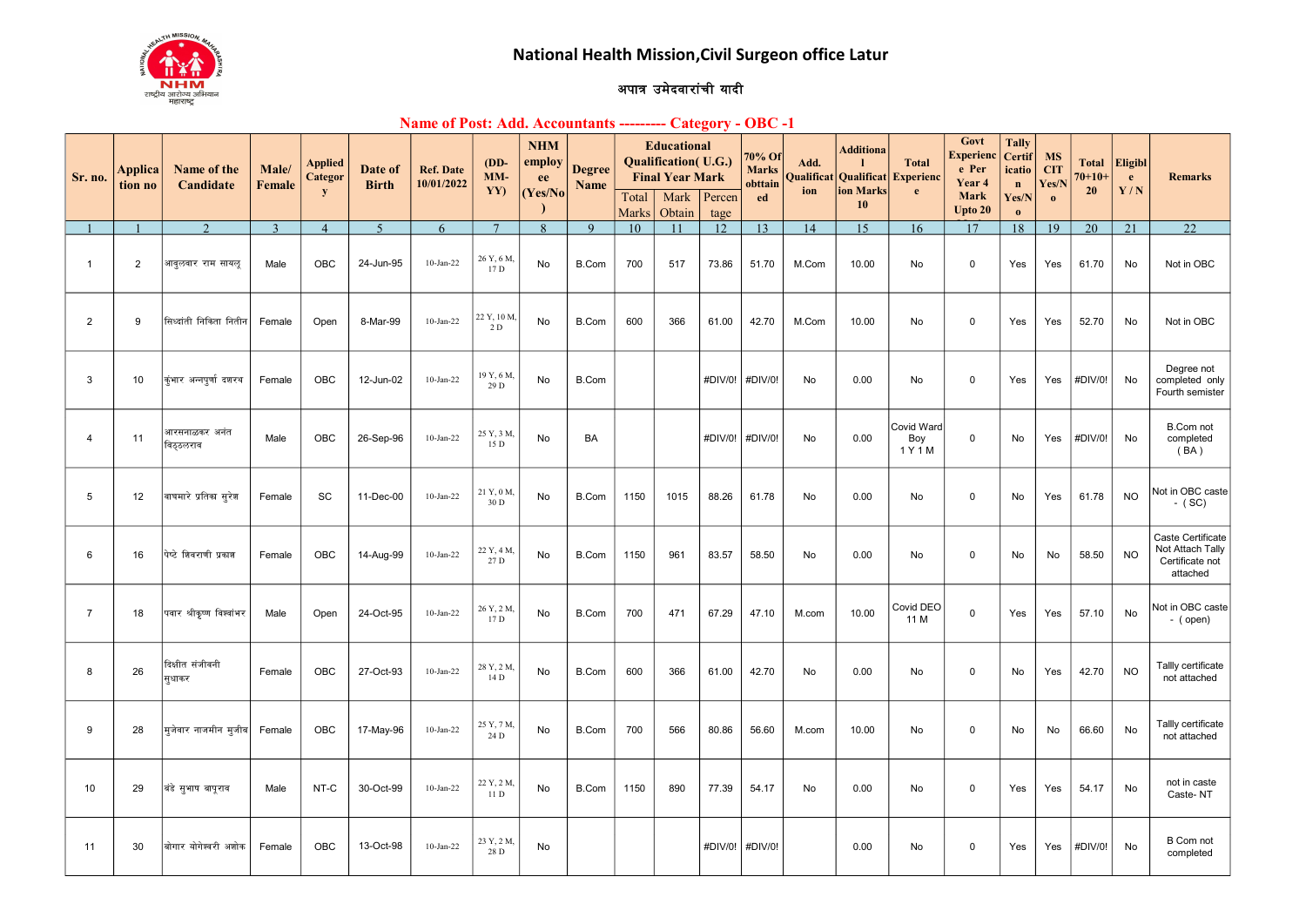# National Health Mission,Civil Surgeon office Latur

## अपात्र उमेदवारांची यादी

### Name of Post: Add. Accountants --------- Category - OBC -1

| Sr. no. | Application no | Name of the Candidate | Male/ Female | Applied Category | Date of Birth | Ref. Date 10/01/2022 | (DD-MM-YY) | NHM employee (Yes/No) | Degree Name | Educational Qualification( U.G.) Final Year Mark | | | 70% Of Marks obtained | Add. Qualification | Additional Qualification Marks 10 | Total Experience | Govt Experience Per Year 4 Mark Upto 20 | Tally Certification Yes/No | MS CIT Yes/No | Total 70+10+20 | Eligible Y / N | Remarks |
|---|---|---|---|---|---|---|---|---|---|---|---|---|---|---|---|---|---|---|---|---|---|---|
| | | | | | | | | | | Total Marks | Mark Obtain | Percentage | | | | | | | | | | |
| 1 | 1 | 2 | 3 | 4 | 5 | 6 | 7 | 8 | 9 | 10 | 11 | 12 | 13 | 14 | 15 | 16 | 17 | 18 | 19 | 20 | 21 | 22 |
| 1 | 2 | आबुलवार राम सायलू | Male | OBC | 24-Jun-95 | 10-Jan-22 | 26 Y, 6 M, 17 D | No | B.Com | 700 | 517 | 73.86 | 51.70 | M.Com | 10.00 | No | 0 | Yes | Yes | 61.70 | No | Not in OBC |
| 2 | 9 | सिध्दांती निकिता नितीन | Female | Open | 8-Mar-99 | 10-Jan-22 | 22 Y, 10 M, 2 D | No | B.Com | 600 | 366 | 61.00 | 42.70 | M.Com | 10.00 | No | 0 | Yes | Yes | 52.70 | No | Not in OBC |
| 3 | 10 | कुंभार अन्नपुर्णा दशरथ | Female | OBC | 12-Jun-02 | 10-Jan-22 | 19 Y, 6 M, 29 D | No | B.Com | | | #DIV/0! | #DIV/0! | No | 0.00 | No | 0 | Yes | Yes | #DIV/0! | No | Degree not completed only Fourth semister |
| 4 | 11 | आरसनाळकर अनंत विठ्ठलराव | Male | OBC | 26-Sep-96 | 10-Jan-22 | 25 Y, 3 M, 15 D | No | BA | | | #DIV/0! | #DIV/0! | No | 0.00 | Covid Ward Boy 1 Y 1 M | 0 | No | Yes | #DIV/0! | No | B.Com not completed ( BA ) |
| 5 | 12 | वाघमारे प्रतिक्षा सुरेश | Female | SC | 11-Dec-00 | 10-Jan-22 | 21 Y, 0 M, 30 D | No | B.Com | 1150 | 1015 | 88.26 | 61.78 | No | 0.00 | No | 0 | No | Yes | 61.78 | NO | Not in OBC caste - ( SC) |
| 6 | 16 | पेष्टे शिवराणी प्रकाश | Female | OBC | 14-Aug-99 | 10-Jan-22 | 22 Y, 4 M, 27 D | No | B.Com | 1150 | 961 | 83.57 | 58.50 | No | 0.00 | No | 0 | No | No | 58.50 | NO | Caste Certificate Not Attach Tally Certificate not attached |
| 7 | 18 | पवार श्रीकृष्ण विश्वंभर | Male | Open | 24-Oct-95 | 10-Jan-22 | 26 Y, 2 M, 17 D | No | B.Com | 700 | 471 | 67.29 | 47.10 | M.com | 10.00 | Covid DEO 11 M | 0 | Yes | Yes | 57.10 | No | Not in OBC caste - ( open) |
| 8 | 26 | दिक्षीत संजीवनी सुधाकर | Female | OBC | 27-Oct-93 | 10-Jan-22 | 28 Y, 2 M, 14 D | No | B.Com | 600 | 366 | 61.00 | 42.70 | No | 0.00 | No | 0 | No | Yes | 42.70 | NO | Tallly certificate not attached |
| 9 | 28 | मुजेवार नाजमीन मुजीब | Female | OBC | 17-May-96 | 10-Jan-22 | 25 Y, 7 M, 24 D | No | B.Com | 700 | 566 | 80.86 | 56.60 | M.com | 10.00 | No | 0 | No | No | 66.60 | No | Tallly certificate not attached |
| 10 | 29 | बंडे सुभाष बापूराव | Male | NT-C | 30-Oct-99 | 10-Jan-22 | 22 Y, 2 M, 11 D | No | B.Com | 1150 | 890 | 77.39 | 54.17 | No | 0.00 | No | 0 | Yes | Yes | 54.17 | No | not in caste Caste- NT |
| 11 | 30 | बोगार योगेश्वरी अशोक | Female | OBC | 13-Oct-98 | 10-Jan-22 | 23 Y, 2 M, 28 D | No | | | | #DIV/0! | #DIV/0! | | 0.00 | No | 0 | Yes | Yes | #DIV/0! | No | B Com not completed |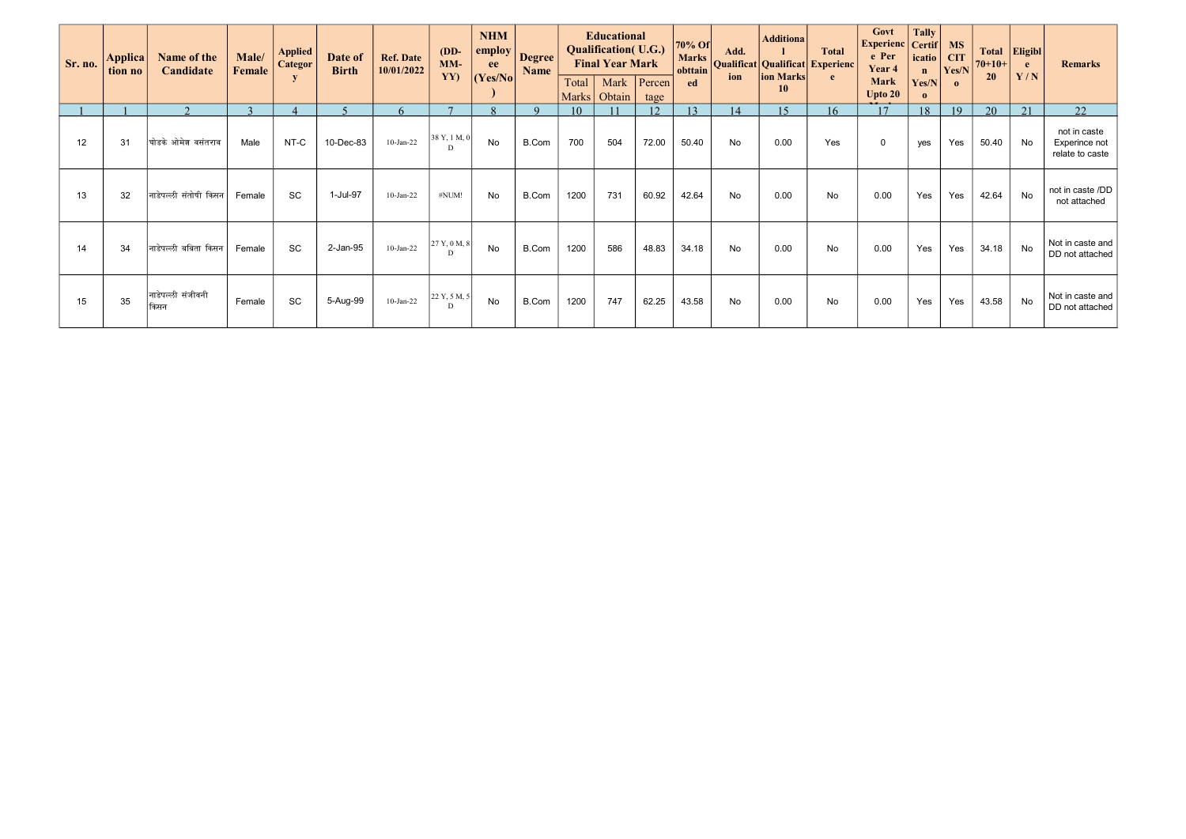| Sr. no. | Application no | Name of the Candidate | Male/ Female | Applied Category | Date of Birth | Ref. Date 10/01/2022 | (DD-MM-YY) | NHM employee (Yes/No) | Degree Name | Educational Qualification( U.G.) Final Year Mark | | | 70% Of Marks obttained | Add. Qualification | Additional Qualification Marks 10 | Total Experience | Govt Experience Per Year 4 Mark Upto 20 Mark | Tally Certification Yes/No | MS CIT Yes/No | Total 70+10+20 | Eligible Y / N | Remarks |
|---|---|---|---|---|---|---|---|---|---|---|---|---|---|---|---|---|---|---|---|---|---|---|
| | | | | | | | | | | Total Marks | Mark Obtain | Percentage | | | | | | | | | | |
| 1 | 1 | 2 | 3 | 4 | 5 | 6 | 7 | 8 | 9 | 10 | 11 | 12 | 13 | 14 | 15 | 16 | 17 | 18 | 19 | 20 | 21 | 22 |
| 12 | 31 | घोडके ओमेश वसंतराव | Male | NT-C | 10-Dec-83 | 10-Jan-22 | 38 Y, 1 M, 0 D | No | B.Com | 700 | 504 | 72.00 | 50.40 | No | 0.00 | Yes | 0 | yes | Yes | 50.40 | No | not in caste Experince not relate to caste |
| 13 | 32 | नाडेपल्ली संतोषी किसन | Female | SC | 1-Jul-97 | 10-Jan-22 | #NUM! | No | B.Com | 1200 | 731 | 60.92 | 42.64 | No | 0.00 | No | 0.00 | Yes | Yes | 42.64 | No | not in caste /DD not attached |
| 14 | 34 | नाडेपल्ली बबिता किसन | Female | SC | 2-Jan-95 | 10-Jan-22 | 27 Y, 0 M, 8 D | No | B.Com | 1200 | 586 | 48.83 | 34.18 | No | 0.00 | No | 0.00 | Yes | Yes | 34.18 | No | Not in caste and DD not attached |
| 15 | 35 | नाडेपल्ली संजीवनी किसन | Female | SC | 5-Aug-99 | 10-Jan-22 | 22 Y, 5 M, 5 D | No | B.Com | 1200 | 747 | 62.25 | 43.58 | No | 0.00 | No | 0.00 | Yes | Yes | 43.58 | No | Not in caste and DD not attached |